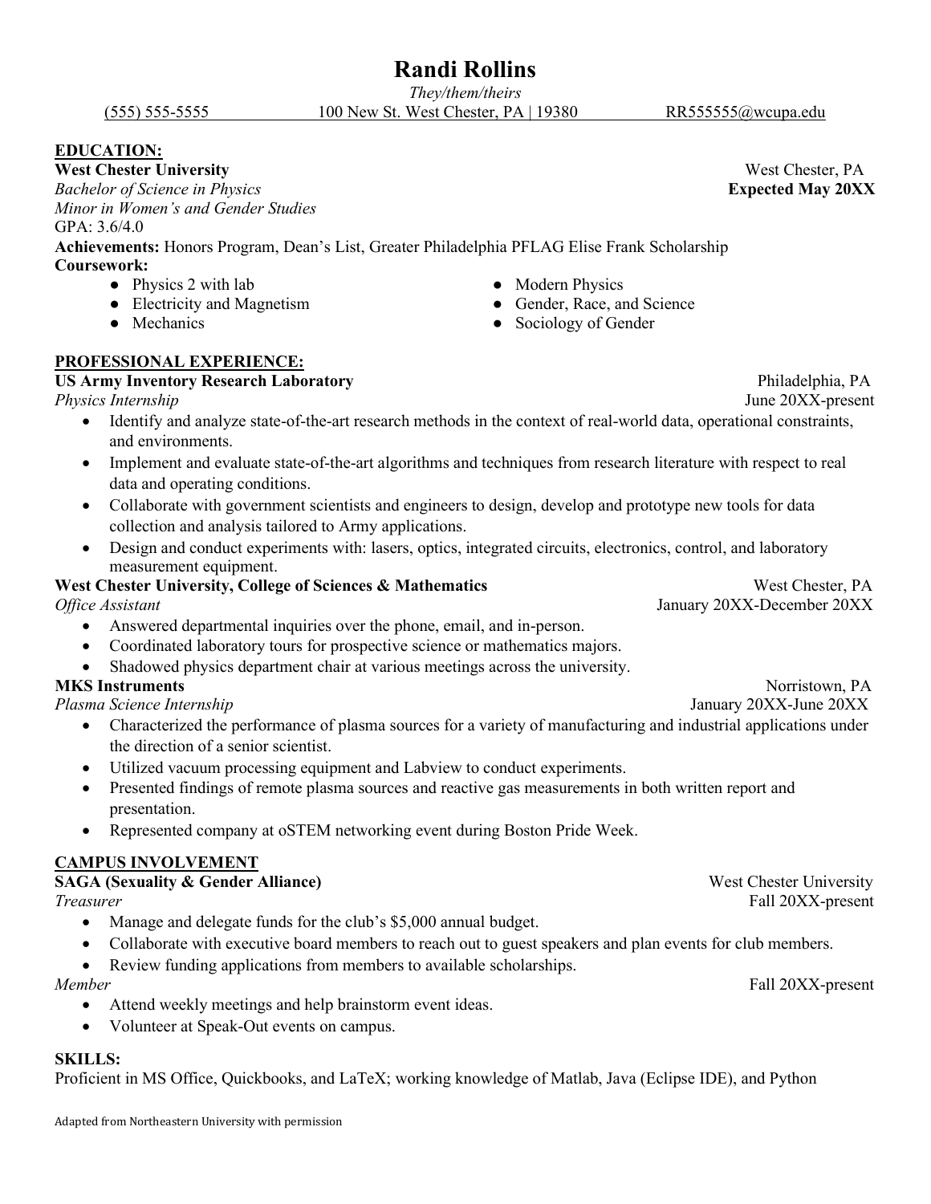# Randi Rollins

*They/them/theirs*

(555) 555-5555 | 100 New St. West Chester, PA | 19380 | RR555555@wcupa.edu

## EDUCATION:

**West Chester University** — West Chester, PA
*Bachelor of Science in Physics* — **Expected May 20XX**
*Minor in Women's and Gender Studies*
GPA: 3.6/4.0

**Achievements:** Honors Program, Dean's List, Greater Philadelphia PFLAG Elise Frank Scholarship

**Coursework:**

- Physics 2 with lab
- Electricity and Magnetism
- Mechanics
- Modern Physics
- Gender, Race, and Science
- Sociology of Gender

## PROFESSIONAL EXPERIENCE:

**US Army Inventory Research Laboratory** — Philadelphia, PA
*Physics Internship* — June 20XX-present

- Identify and analyze state-of-the-art research methods in the context of real-world data, operational constraints, and environments.
- Implement and evaluate state-of-the-art algorithms and techniques from research literature with respect to real data and operating conditions.
- Collaborate with government scientists and engineers to design, develop and prototype new tools for data collection and analysis tailored to Army applications.
- Design and conduct experiments with: lasers, optics, integrated circuits, electronics, control, and laboratory measurement equipment.

**West Chester University, College of Sciences & Mathematics** — West Chester, PA
*Office Assistant* — January 20XX-December 20XX

- Answered departmental inquiries over the phone, email, and in-person.
- Coordinated laboratory tours for prospective science or mathematics majors.
- Shadowed physics department chair at various meetings across the university.

**MKS Instruments** — Norristown, PA
*Plasma Science Internship* — January 20XX-June 20XX

- Characterized the performance of plasma sources for a variety of manufacturing and industrial applications under the direction of a senior scientist.
- Utilized vacuum processing equipment and Labview to conduct experiments.
- Presented findings of remote plasma sources and reactive gas measurements in both written report and presentation.
- Represented company at oSTEM networking event during Boston Pride Week.

## CAMPUS INVOLVEMENT

**SAGA (Sexuality & Gender Alliance)** — West Chester University
*Treasurer* — Fall 20XX-present

- Manage and delegate funds for the club's $5,000 annual budget.
- Collaborate with executive board members to reach out to guest speakers and plan events for club members.
- Review funding applications from members to available scholarships.

*Member* — Fall 20XX-present

- Attend weekly meetings and help brainstorm event ideas.
- Volunteer at Speak-Out events on campus.

## SKILLS:

Proficient in MS Office, Quickbooks, and LaTeX; working knowledge of Matlab, Java (Eclipse IDE), and Python

Adapted from Northeastern University with permission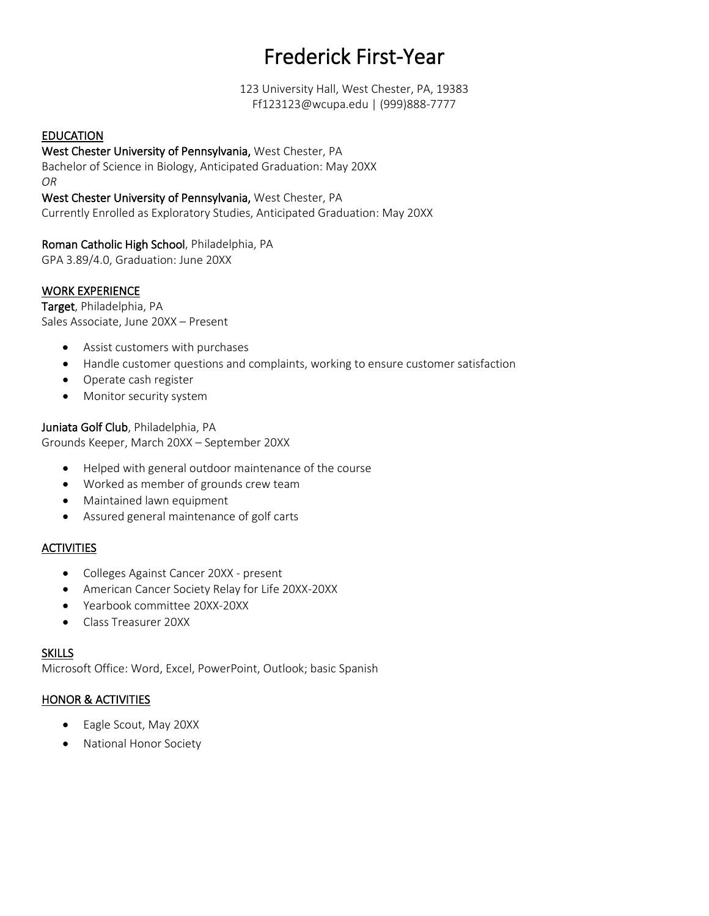# Frederick First-Year

123 University Hall, West Chester, PA, 19383
Ff123123@wcupa.edu | (999)888-7777

## EDUCATION

**West Chester University of Pennsylvania,** West Chester, PA
Bachelor of Science in Biology, Anticipated Graduation: May 20XX
*OR*
**West Chester University of Pennsylvania,** West Chester, PA
Currently Enrolled as Exploratory Studies, Anticipated Graduation: May 20XX

**Roman Catholic High School**, Philadelphia, PA
GPA 3.89/4.0, Graduation: June 20XX

## WORK EXPERIENCE

**Target**, Philadelphia, PA
Sales Associate, June 20XX – Present

- Assist customers with purchases
- Handle customer questions and complaints, working to ensure customer satisfaction
- Operate cash register
- Monitor security system

**Juniata Golf Club**, Philadelphia, PA
Grounds Keeper, March 20XX – September 20XX

- Helped with general outdoor maintenance of the course
- Worked as member of grounds crew team
- Maintained lawn equipment
- Assured general maintenance of golf carts

## ACTIVITIES

- Colleges Against Cancer 20XX - present
- American Cancer Society Relay for Life 20XX-20XX
- Yearbook committee 20XX-20XX
- Class Treasurer 20XX

## SKILLS

Microsoft Office: Word, Excel, PowerPoint, Outlook; basic Spanish

## HONOR & ACTIVITIES

- Eagle Scout, May 20XX
- National Honor Society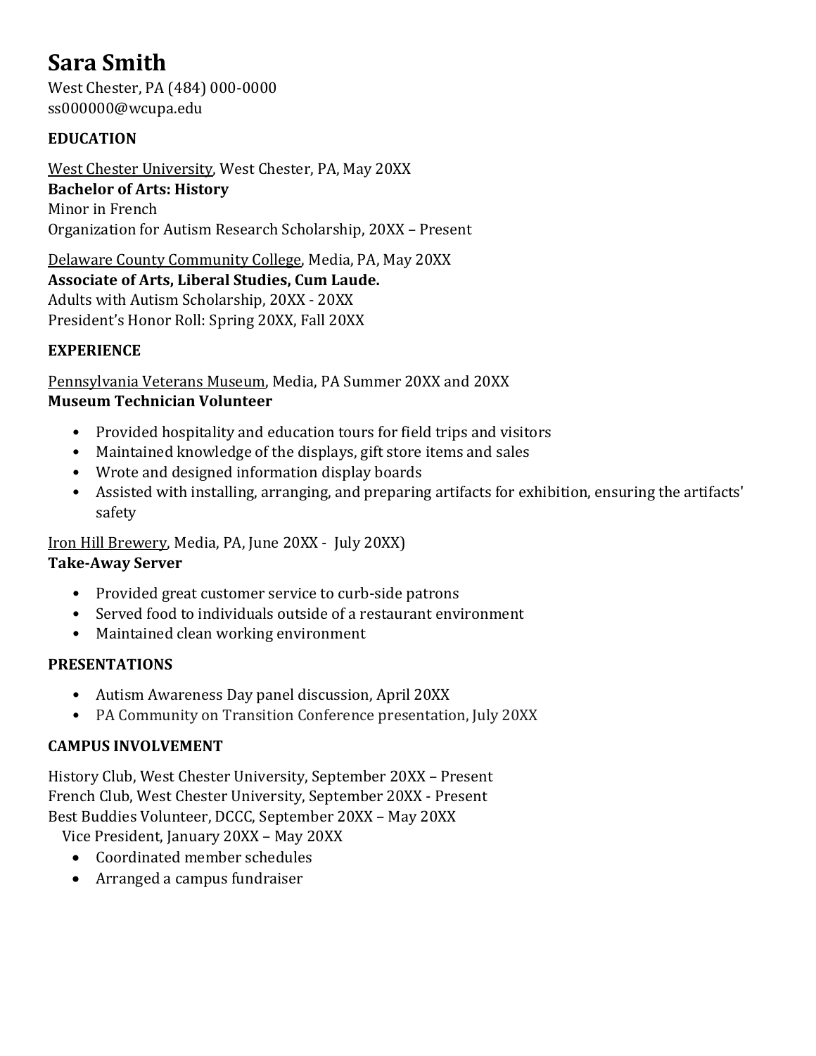# Sara Smith

West Chester, PA (484) 000-0000
ss000000@wcupa.edu

## EDUCATION

West Chester University, West Chester, PA, May 20XX
**Bachelor of Arts: History**
Minor in French
Organization for Autism Research Scholarship, 20XX – Present

Delaware County Community College, Media, PA, May 20XX
**Associate of Arts, Liberal Studies, Cum Laude.**
Adults with Autism Scholarship, 20XX - 20XX
President's Honor Roll: Spring 20XX, Fall 20XX

## EXPERIENCE

Pennsylvania Veterans Museum, Media, PA Summer 20XX and 20XX
**Museum Technician Volunteer**

- Provided hospitality and education tours for field trips and visitors
- Maintained knowledge of the displays, gift store items and sales
- Wrote and designed information display boards
- Assisted with installing, arranging, and preparing artifacts for exhibition, ensuring the artifacts' safety

Iron Hill Brewery, Media, PA, June 20XX - July 20XX)
**Take-Away Server**

- Provided great customer service to curb-side patrons
- Served food to individuals outside of a restaurant environment
- Maintained clean working environment

## PRESENTATIONS

- Autism Awareness Day panel discussion, April 20XX
- PA Community on Transition Conference presentation, July 20XX

## CAMPUS INVOLVEMENT

History Club, West Chester University, September 20XX – Present
French Club, West Chester University, September 20XX - Present
Best Buddies Volunteer, DCCC, September 20XX – May 20XX
Vice President, January 20XX – May 20XX

- Coordinated member schedules
- Arranged a campus fundraiser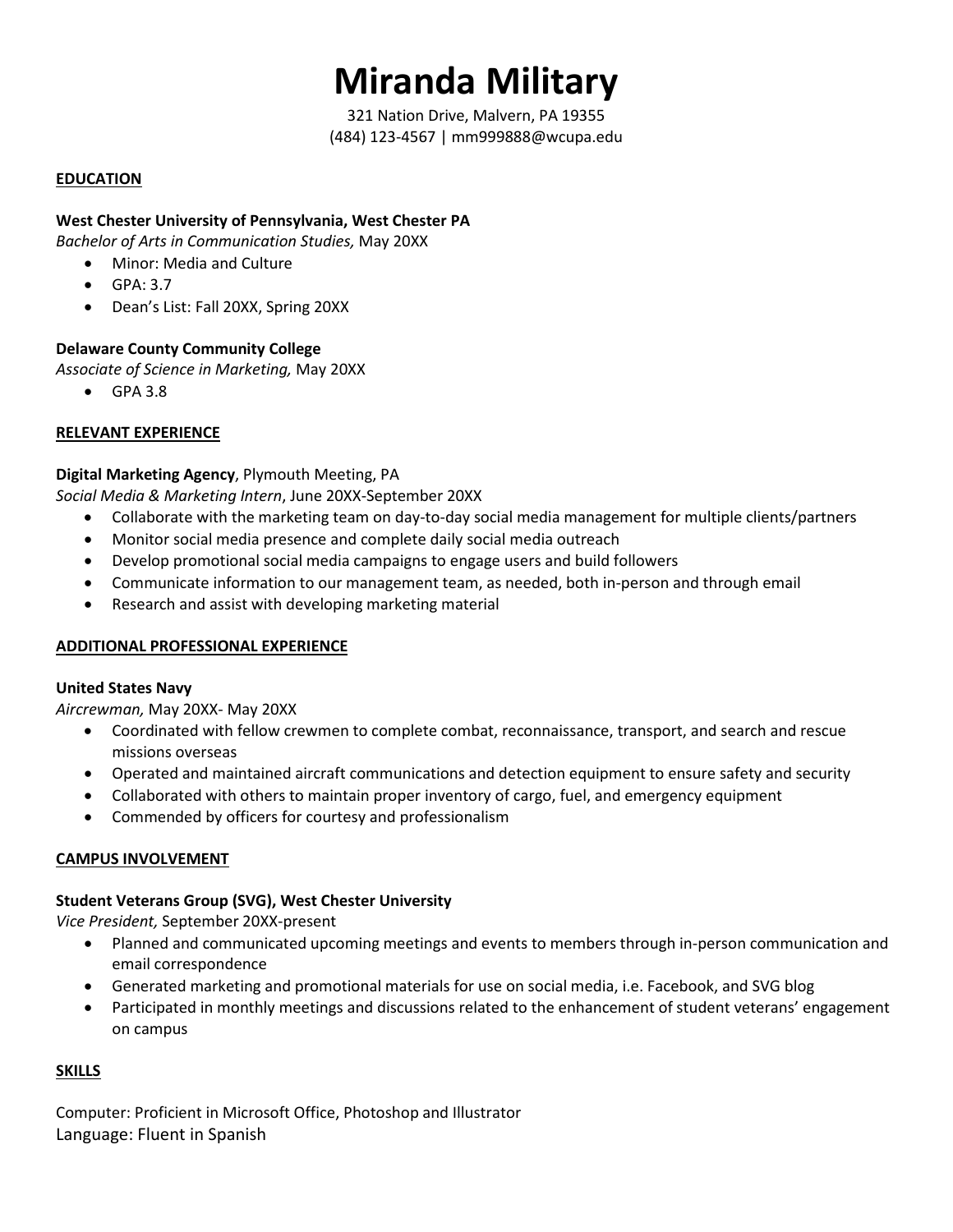# Miranda Military

321 Nation Drive, Malvern, PA 19355
(484) 123-4567 | mm999888@wcupa.edu

## EDUCATION

**West Chester University of Pennsylvania, West Chester PA**
*Bachelor of Arts in Communication Studies,* May 20XX

- Minor: Media and Culture
- GPA: 3.7
- Dean's List: Fall 20XX, Spring 20XX

**Delaware County Community College**
*Associate of Science in Marketing,* May 20XX

- GPA 3.8

## RELEVANT EXPERIENCE

**Digital Marketing Agency**, Plymouth Meeting, PA
*Social Media & Marketing Intern*, June 20XX-September 20XX

- Collaborate with the marketing team on day-to-day social media management for multiple clients/partners
- Monitor social media presence and complete daily social media outreach
- Develop promotional social media campaigns to engage users and build followers
- Communicate information to our management team, as needed, both in-person and through email
- Research and assist with developing marketing material

## ADDITIONAL PROFESSIONAL EXPERIENCE

**United States Navy**
*Aircrewman,* May 20XX- May 20XX

- Coordinated with fellow crewmen to complete combat, reconnaissance, transport, and search and rescue missions overseas
- Operated and maintained aircraft communications and detection equipment to ensure safety and security
- Collaborated with others to maintain proper inventory of cargo, fuel, and emergency equipment
- Commended by officers for courtesy and professionalism

## CAMPUS INVOLVEMENT

**Student Veterans Group (SVG), West Chester University**
*Vice President,* September 20XX-present

- Planned and communicated upcoming meetings and events to members through in-person communication and email correspondence
- Generated marketing and promotional materials for use on social media, i.e. Facebook, and SVG blog
- Participated in monthly meetings and discussions related to the enhancement of student veterans' engagement on campus

## SKILLS

Computer: Proficient in Microsoft Office, Photoshop and Illustrator
Language: Fluent in Spanish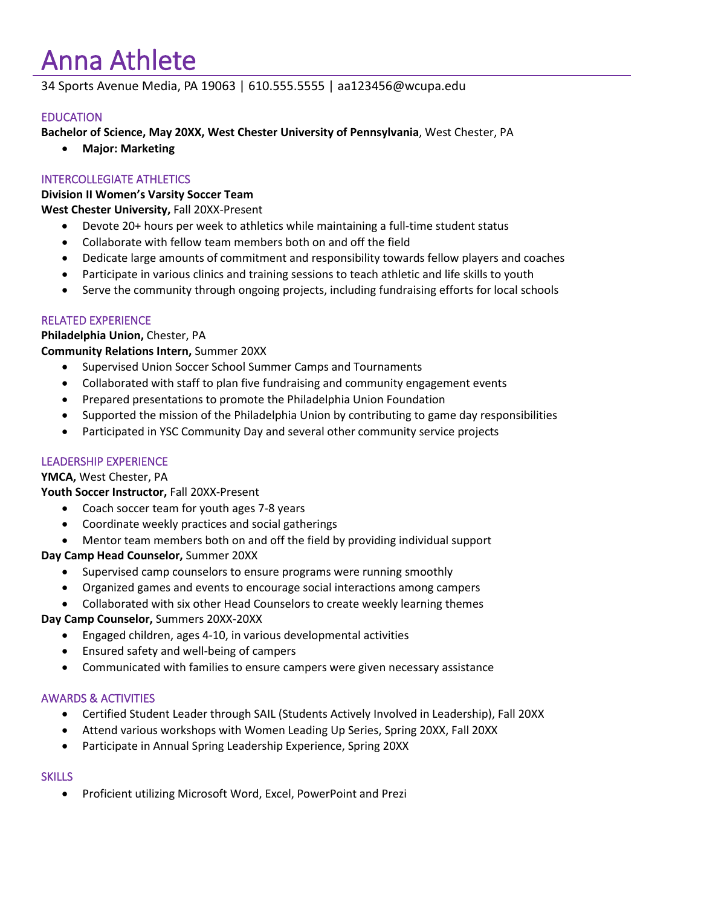# Anna Athlete

34 Sports Avenue Media, PA 19063 | 610.555.5555 | aa123456@wcupa.edu

## EDUCATION

**Bachelor of Science, May 20XX, West Chester University of Pennsylvania**, West Chester, PA

- **Major: Marketing**

## INTERCOLLEGIATE ATHLETICS

**Division II Women's Varsity Soccer Team**
**West Chester University,** Fall 20XX-Present

- Devote 20+ hours per week to athletics while maintaining a full-time student status
- Collaborate with fellow team members both on and off the field
- Dedicate large amounts of commitment and responsibility towards fellow players and coaches
- Participate in various clinics and training sessions to teach athletic and life skills to youth
- Serve the community through ongoing projects, including fundraising efforts for local schools

## RELATED EXPERIENCE

**Philadelphia Union,** Chester, PA
**Community Relations Intern,** Summer 20XX

- Supervised Union Soccer School Summer Camps and Tournaments
- Collaborated with staff to plan five fundraising and community engagement events
- Prepared presentations to promote the Philadelphia Union Foundation
- Supported the mission of the Philadelphia Union by contributing to game day responsibilities
- Participated in YSC Community Day and several other community service projects

## LEADERSHIP EXPERIENCE

**YMCA,** West Chester, PA
**Youth Soccer Instructor,** Fall 20XX-Present

- Coach soccer team for youth ages 7-8 years
- Coordinate weekly practices and social gatherings
- Mentor team members both on and off the field by providing individual support

**Day Camp Head Counselor,** Summer 20XX

- Supervised camp counselors to ensure programs were running smoothly
- Organized games and events to encourage social interactions among campers
- Collaborated with six other Head Counselors to create weekly learning themes

**Day Camp Counselor,** Summers 20XX-20XX

- Engaged children, ages 4-10, in various developmental activities
- Ensured safety and well-being of campers
- Communicated with families to ensure campers were given necessary assistance

## AWARDS & ACTIVITIES

- Certified Student Leader through SAIL (Students Actively Involved in Leadership), Fall 20XX
- Attend various workshops with Women Leading Up Series, Spring 20XX, Fall 20XX
- Participate in Annual Spring Leadership Experience, Spring 20XX

## SKILLS

- Proficient utilizing Microsoft Word, Excel, PowerPoint and Prezi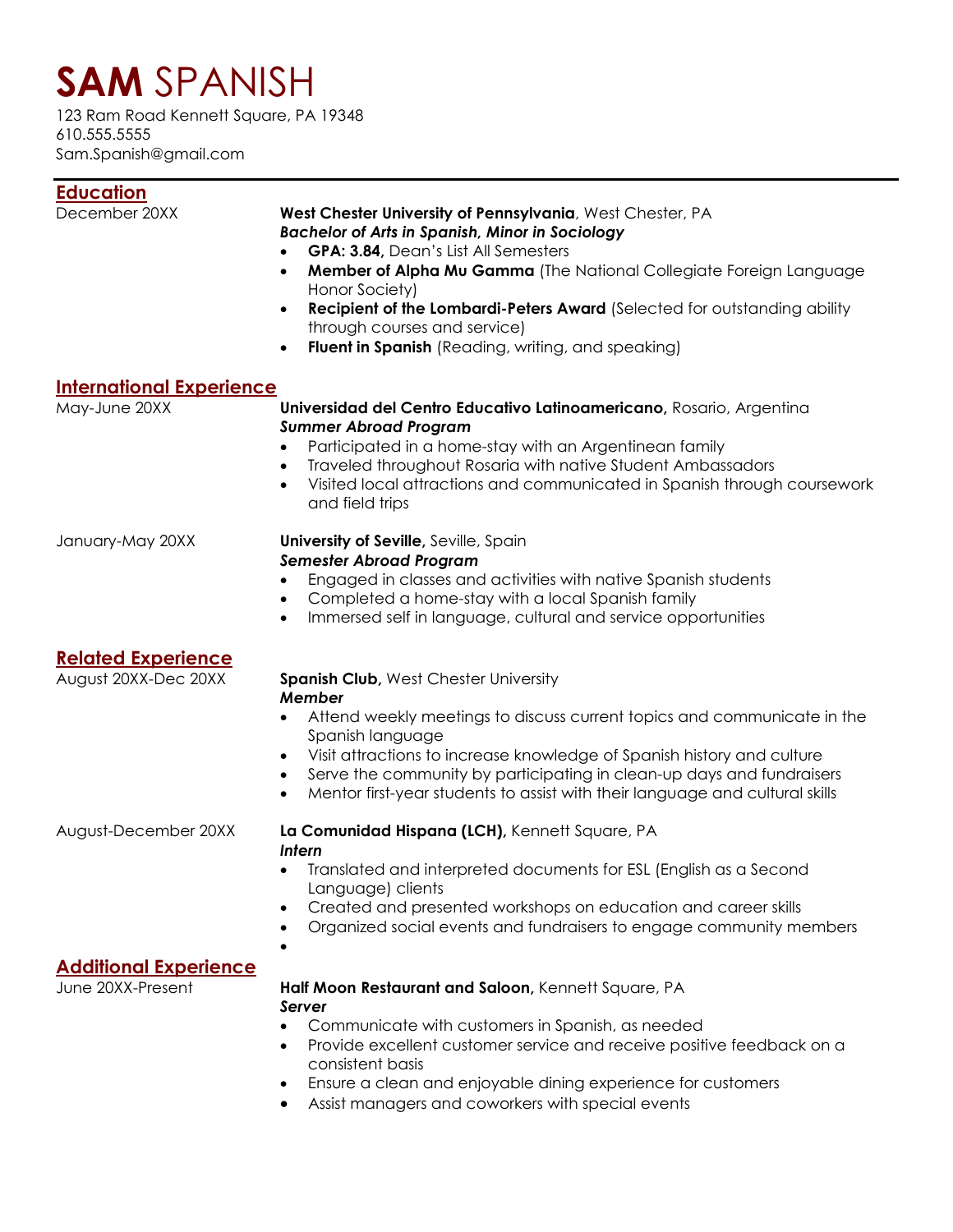# **SAM** SPANISH

123 Ram Road Kennett Square, PA 19348
610.555.5555
Sam.Spanish@gmail.com

---

## Education

December 20XX

**West Chester University of Pennsylvania**, West Chester, PA
***Bachelor of Arts in Spanish, Minor in Sociology***

- **GPA: 3.84,** Dean's List All Semesters
- **Member of Alpha Mu Gamma** (The National Collegiate Foreign Language Honor Society)
- **Recipient of the Lombardi-Peters Award** (Selected for outstanding ability through courses and service)
- **Fluent in Spanish** (Reading, writing, and speaking)

## International Experience

May-June 20XX

**Universidad del Centro Educativo Latinoamericano,** Rosario, Argentina
***Summer Abroad Program***

- Participated in a home-stay with an Argentinean family
- Traveled throughout Rosaria with native Student Ambassadors
- Visited local attractions and communicated in Spanish through coursework and field trips

January-May 20XX

**University of Seville,** Seville, Spain
***Semester Abroad Program***

- Engaged in classes and activities with native Spanish students
- Completed a home-stay with a local Spanish family
- Immersed self in language, cultural and service opportunities

## Related Experience

August 20XX-Dec 20XX

**Spanish Club,** West Chester University
***Member***

- Attend weekly meetings to discuss current topics and communicate in the Spanish language
- Visit attractions to increase knowledge of Spanish history and culture
- Serve the community by participating in clean-up days and fundraisers
- Mentor first-year students to assist with their language and cultural skills

August-December 20XX

**La Comunidad Hispana (LCH),** Kennett Square, PA
***Intern***

- Translated and interpreted documents for ESL (English as a Second Language) clients
- Created and presented workshops on education and career skills
- Organized social events and fundraisers to engage community members

## Additional Experience

June 20XX-Present

**Half Moon Restaurant and Saloon,** Kennett Square, PA
***Server***

- Communicate with customers in Spanish, as needed
- Provide excellent customer service and receive positive feedback on a consistent basis
- Ensure a clean and enjoyable dining experience for customers
- Assist managers and coworkers with special events